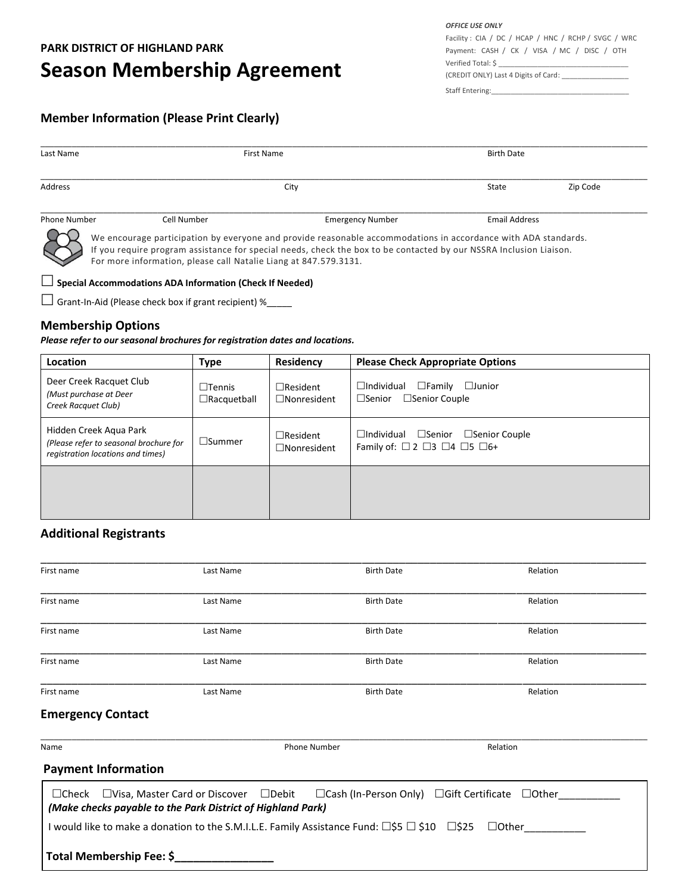*OFFICE USE ONLY*
Facility : CIA / DC / HCAP / HNC / RCHP / SVGC / WRC
Payment: CASH / CK / VISA / MC / DISC / OTH
Verified Total: $ ________________________________
(CREDIT ONLY) Last 4 Digits of Card: ________________
Staff Entering:___________________________________

**PARK DISTRICT OF HIGHLAND PARK**

# Season Membership Agreement

## Member Information (Please Print Clearly)

_______________________________________________________________________________
Last Name First Name Birth Date

_______________________________________________________________________________
Address City State Zip Code

_______________________________________________________________________________
Phone Number Cell Number Emergency Number Email Address

We encourage participation by everyone and provide reasonable accommodations in accordance with ADA standards. If you require program assistance for special needs, check the box to be contacted by our NSSRA Inclusion Liaison. For more information, please call Natalie Liang at 847.579.3131.

☐ **Special Accommodations ADA Information (Check If Needed)**

☐ Grant-In-Aid (Please check box if grant recipient) %_____

## Membership Options

***Please refer to our seasonal brochures for registration dates and locations.***

| Location | Type | Residency | Please Check Appropriate Options |
|---|---|---|---|
| Deer Creek Racquet Club *(Must purchase at Deer Creek Racquet Club)* | ☐Tennis ☐Racquetball | ☐Resident ☐Nonresident | ☐Individual ☐Family ☐Junior ☐Senior ☐Senior Couple |
| Hidden Creek Aqua Park *(Please refer to seasonal brochure for registration locations and times)* | ☐Summer | ☐Resident ☐Nonresident | ☐Individual ☐Senior ☐Senior Couple Family of: ☐ 2 ☐3 ☐4 ☐5 ☐6+ |
| | | | |

## Additional Registrants

_______________________________________________________________________________
First name Last Name Birth Date Relation

_______________________________________________________________________________
First name Last Name Birth Date Relation

_______________________________________________________________________________
First name Last Name Birth Date Relation

_______________________________________________________________________________
First name Last Name Birth Date Relation

_______________________________________________________________________________
First name Last Name Birth Date Relation

## Emergency Contact

_______________________________________________________________________________
Name Phone Number Relation

## Payment Information

☐Check ☐Visa, Master Card or Discover ☐Debit ☐Cash (In-Person Only) ☐Gift Certificate ☐Other__________
***(Make checks payable to the Park District of Highland Park)***

I would like to make a donation to the S.M.I.L.E. Family Assistance Fund: ☐$5 ☐ $10 ☐$25 ☐Other__________

**Total Membership Fee: $________________**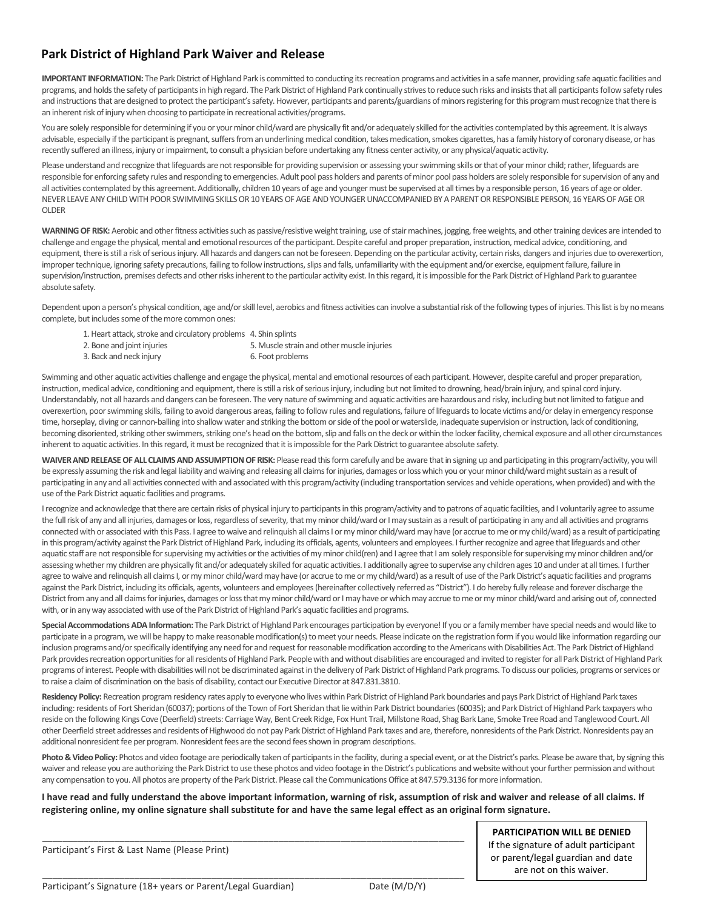## Park District of Highland Park Waiver and Release

**IMPORTANT INFORMATION:** The Park District of Highland Park is committed to conducting its recreation programs and activities in a safe manner, providing safe aquatic facilities and programs, and holds the safety of participants in high regard. The Park District of Highland Park continually strives to reduce such risks and insists that all participants follow safety rules and instructions that are designed to protect the participant's safety. However, participants and parents/guardians of minors registering for this program must recognize that there is an inherent risk of injury when choosing to participate in recreational activities/programs.

You are solely responsible for determining if you or your minor child/ward are physically fit and/or adequately skilled for the activities contemplated by this agreement. It is always advisable, especially if the participant is pregnant, suffers from an underlining medical condition, takes medication, smokes cigarettes, has a family history of coronary disease, or has recently suffered an illness, injury or impairment, to consult a physician before undertaking any fitness center activity, or any physical/aquatic activity.

Please understand and recognize that lifeguards are not responsible for providing supervision or assessing your swimming skills or that of your minor child; rather, lifeguards are responsible for enforcing safety rules and responding to emergencies. Adult pool pass holders and parents of minor pool pass holders are solely responsible for supervision of any and all activities contemplated by this agreement. Additionally, children 10 years of age and younger must be supervised at all times by a responsible person, 16 years of age or older. NEVER LEAVE ANY CHILD WITH POOR SWIMMING SKILLS OR 10 YEARS OF AGE AND YOUNGER UNACCOMPANIED BY A PARENT OR RESPONSIBLE PERSON, 16 YEARS OF AGE OR OLDER

**WARNING OF RISK:** Aerobic and other fitness activities such as passive/resistive weight training, use of stair machines, jogging, free weights, and other training devices are intended to challenge and engage the physical, mental and emotional resources of the participant. Despite careful and proper preparation, instruction, medical advice, conditioning, and equipment, there is still a risk of serious injury. All hazards and dangers can not be foreseen. Depending on the particular activity, certain risks, dangers and injuries due to overexertion, improper technique, ignoring safety precautions, failing to follow instructions, slips and falls, unfamiliarity with the equipment and/or exercise, equipment failure, failure in supervision/instruction, premises defects and other risks inherent to the particular activity exist. In this regard, it is impossible for the Park District of Highland Park to guarantee absolute safety.

Dependent upon a person's physical condition, age and/or skill level, aerobics and fitness activities can involve a substantial risk of the following types of injuries. This list is by no means complete, but includes some of the more common ones:

1. Heart attack, stroke and circulatory problems
2. Bone and joint injuries
3. Back and neck injury
4. Shin splints
5. Muscle strain and other muscle injuries
6. Foot problems

Swimming and other aquatic activities challenge and engage the physical, mental and emotional resources of each participant. However, despite careful and proper preparation, instruction, medical advice, conditioning and equipment, there is still a risk of serious injury, including but not limited to drowning, head/brain injury, and spinal cord injury. Understandably, not all hazards and dangers can be foreseen. The very nature of swimming and aquatic activities are hazardous and risky, including but not limited to fatigue and overexertion, poor swimming skills, failing to avoid dangerous areas, failing to follow rules and regulations, failure of lifeguards to locate victims and/or delay in emergency response time, horseplay, diving or cannon-balling into shallow water and striking the bottom or side of the pool or waterslide, inadequate supervision or instruction, lack of conditioning, becoming disoriented, striking other swimmers, striking one's head on the bottom, slip and falls on the deck or within the locker facility, chemical exposure and all other circumstances inherent to aquatic activities. In this regard, it must be recognized that it is impossible for the Park District to guarantee absolute safety.

**WAIVER AND RELEASE OF ALL CLAIMS AND ASSUMPTION OF RISK:** Please read this form carefully and be aware that in signing up and participating in this program/activity, you will be expressly assuming the risk and legal liability and waiving and releasing all claims for injuries, damages or loss which you or your minor child/ward might sustain as a result of participating in any and all activities connected with and associated with this program/activity (including transportation services and vehicle operations, when provided) and with the use of the Park District aquatic facilities and programs.

I recognize and acknowledge that there are certain risks of physical injury to participants in this program/activity and to patrons of aquatic facilities, and I voluntarily agree to assume the full risk of any and all injuries, damages or loss, regardless of severity, that my minor child/ward or I may sustain as a result of participating in any and all activities and programs connected with or associated with this Pass. I agree to waive and relinquish all claims I or my minor child/ward may have (or accrue to me or my child/ward) as a result of participating in this program/activity against the Park District of Highland Park, including its officials, agents, volunteers and employees. I further recognize and agree that lifeguards and other aquatic staff are not responsible for supervising my activities or the activities of my minor child(ren) and I agree that I am solely responsible for supervising my minor children and/or assessing whether my children are physically fit and/or adequately skilled for aquatic activities. I additionally agree to supervise any children ages 10 and under at all times. I further agree to waive and relinquish all claims I, or my minor child/ward may have (or accrue to me or my child/ward) as a result of use of the Park District's aquatic facilities and programs against the Park District, including its officials, agents, volunteers and employees (hereinafter collectively referred as "District"). I do hereby fully release and forever discharge the District from any and all claims for injuries, damages or loss that my minor child/ward or I may have or which may accrue to me or my minor child/ward and arising out of, connected with, or in any way associated with use of the Park District of Highland Park's aquatic facilities and programs.

**Special Accommodations ADA Information:** The Park District of Highland Park encourages participation by everyone! If you or a family member have special needs and would like to participate in a program, we will be happy to make reasonable modification(s) to meet your needs. Please indicate on the registration form if you would like information regarding our inclusion programs and/or specifically identifying any need for and request for reasonable modification according to the Americans with Disabilities Act. The Park District of Highland Park provides recreation opportunities for all residents of Highland Park. People with and without disabilities are encouraged and invited to register for all Park District of Highland Park programs of interest. People with disabilities will not be discriminated against in the delivery of Park District of Highland Park programs. To discuss our policies, programs or services or to raise a claim of discrimination on the basis of disability, contact our Executive Director at 847.831.3810.

**Residency Policy:** Recreation program residency rates apply to everyone who lives within Park District of Highland Park boundaries and pays Park District of Highland Park taxes including: residents of Fort Sheridan (60037); portions of the Town of Fort Sheridan that lie within Park District boundaries (60035); and Park District of Highland Park taxpayers who reside on the following Kings Cove (Deerfield) streets: Carriage Way, Bent Creek Ridge, Fox Hunt Trail, Millstone Road, Shag Bark Lane, Smoke Tree Road and Tanglewood Court. All other Deerfield street addresses and residents of Highwood do not pay Park District of Highland Park taxes and are, therefore, nonresidents of the Park District. Nonresidents pay an additional nonresident fee per program. Nonresident fees are the second fees shown in program descriptions.

**Photo & Video Policy:** Photos and video footage are periodically taken of participants in the facility, during a special event, or at the District's parks. Please be aware that, by signing this waiver and release you are authorizing the Park District to use these photos and video footage in the District's publications and website without your further permission and without any compensation to you. All photos are property of the Park District. Please call the Communications Office at 847.579.3136 for more information.

**I have read and fully understand the above important information, warning of risk, assumption of risk and waiver and release of all claims. If registering online, my online signature shall substitute for and have the same legal effect as an original form signature.**

_______________________________________________

Participant's First & Last Name (Please Print)

_______________________________________________

Participant's Signature (18+ years or Parent/Legal Guardian) Date (M/D/Y)

**PARTICIPATION WILL BE DENIED**
If the signature of adult participant or parent/legal guardian and date are not on this waiver.